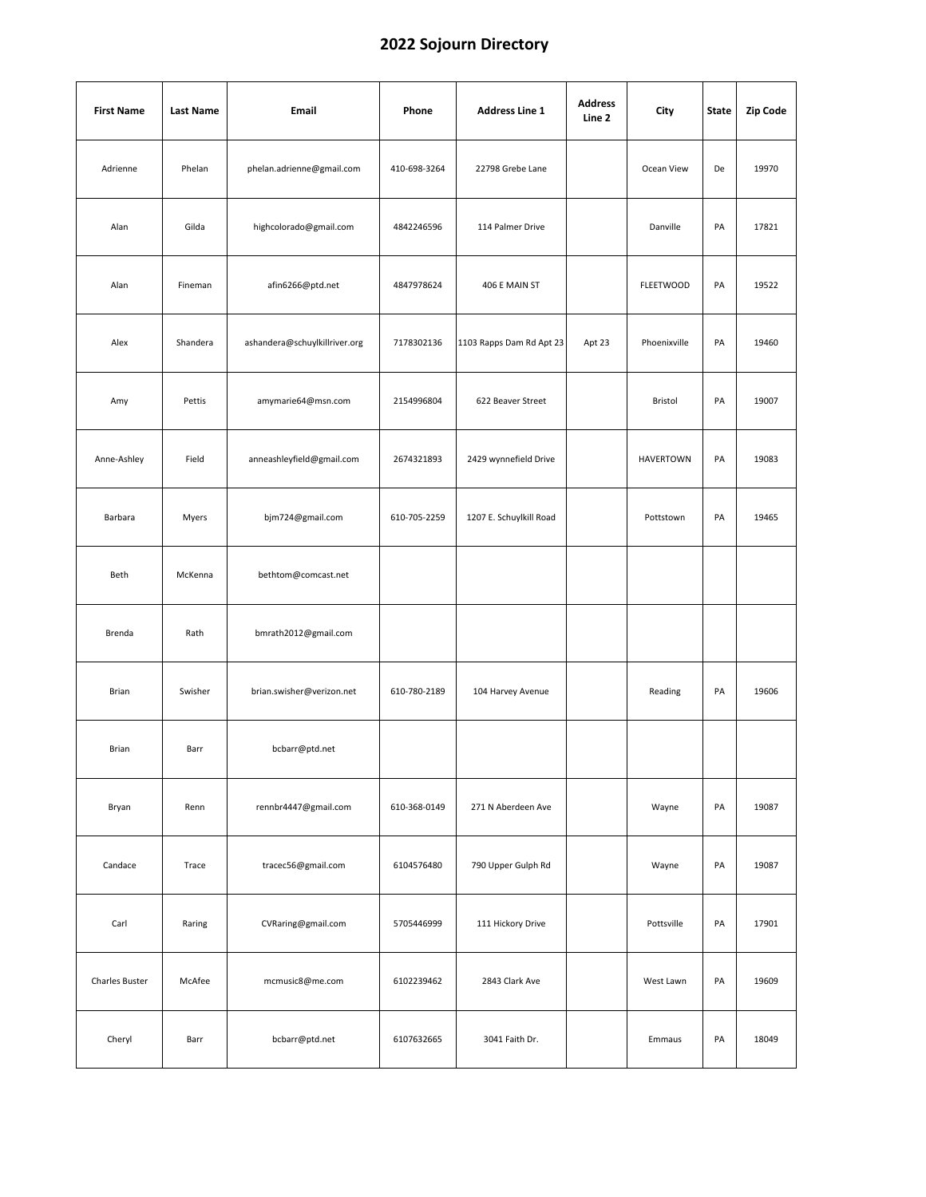# 2022 Sojourn Directory

| First Name | Last Name | Email | Phone | Address Line 1 | Address Line 2 | City | State | Zip Code |
|---|---|---|---|---|---|---|---|---|
| Adrienne | Phelan | phelan.adrienne@gmail.com | 410-698-3264 | 22798 Grebe Lane | | Ocean View | De | 19970 |
| Alan | Gilda | highcolorado@gmail.com | 4842246596 | 114 Palmer Drive | | Danville | PA | 17821 |
| Alan | Fineman | afin6266@ptd.net | 4847978624 | 406 E MAIN ST | | FLEETWOOD | PA | 19522 |
| Alex | Shandera | ashandera@schuylkillriver.org | 7178302136 | 1103 Rapps Dam Rd Apt 23 | Apt 23 | Phoenixville | PA | 19460 |
| Amy | Pettis | amymarie64@msn.com | 2154996804 | 622 Beaver Street | | Bristol | PA | 19007 |
| Anne-Ashley | Field | anneashleyfield@gmail.com | 2674321893 | 2429 wynnefield Drive | | HAVERTOWN | PA | 19083 |
| Barbara | Myers | bjm724@gmail.com | 610-705-2259 | 1207 E. Schuylkill Road | | Pottstown | PA | 19465 |
| Beth | McKenna | bethtom@comcast.net | | | | | | |
| Brenda | Rath | bmrath2012@gmail.com | | | | | | |
| Brian | Swisher | brian.swisher@verizon.net | 610-780-2189 | 104 Harvey Avenue | | Reading | PA | 19606 |
| Brian | Barr | bcbarr@ptd.net | | | | | | |
| Bryan | Renn | rennbr4447@gmail.com | 610-368-0149 | 271 N Aberdeen Ave | | Wayne | PA | 19087 |
| Candace | Trace | tracec56@gmail.com | 6104576480 | 790 Upper Gulph Rd | | Wayne | PA | 19087 |
| Carl | Raring | CVRaring@gmail.com | 5705446999 | 111 Hickory Drive | | Pottsville | PA | 17901 |
| Charles Buster | McAfee | mcmusic8@me.com | 6102239462 | 2843 Clark Ave | | West Lawn | PA | 19609 |
| Cheryl | Barr | bcbarr@ptd.net | 6107632665 | 3041 Faith Dr. | | Emmaus | PA | 18049 |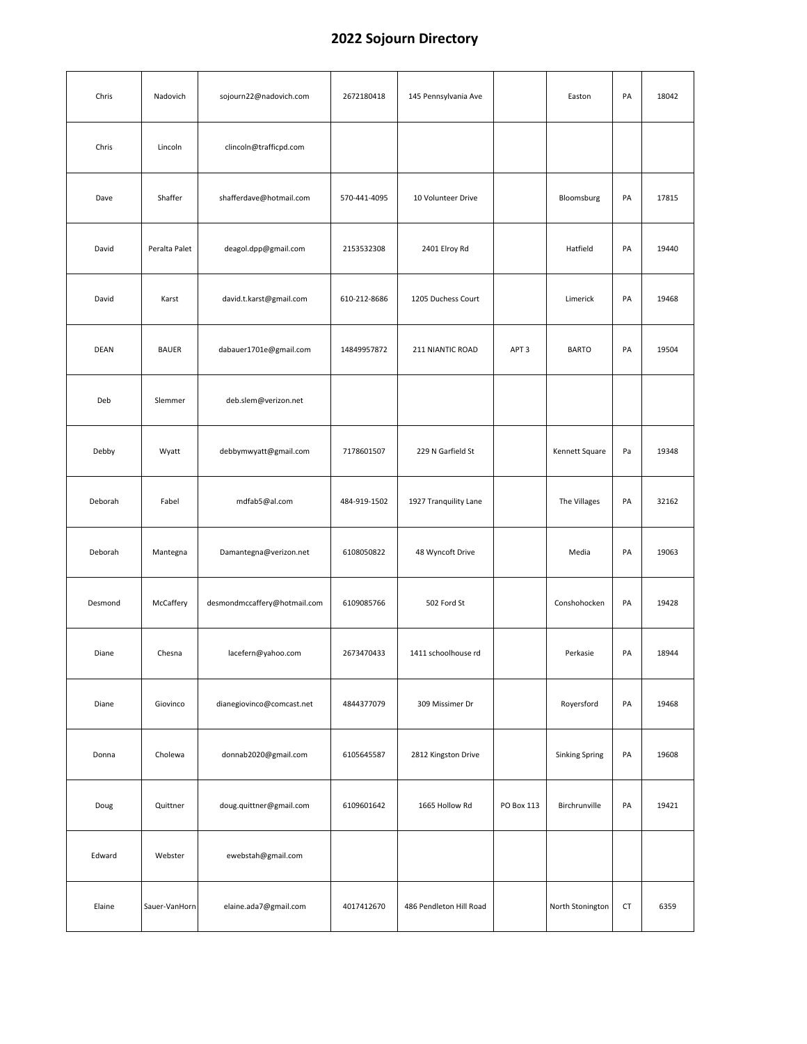# 2022 Sojourn Directory

| | | | | | | | | |
|---|---|---|---|---|---|---|---|---|
| Chris | Nadovich | sojourn22@nadovich.com | 2672180418 | 145 Pennsylvania Ave | | Easton | PA | 18042 |
| Chris | Lincoln | clincoln@trafficpd.com | | | | | | |
| Dave | Shaffer | shafferdave@hotmail.com | 570-441-4095 | 10 Volunteer Drive | | Bloomsburg | PA | 17815 |
| David | Peralta Palet | deagol.dpp@gmail.com | 2153532308 | 2401 Elroy Rd | | Hatfield | PA | 19440 |
| David | Karst | david.t.karst@gmail.com | 610-212-8686 | 1205 Duchess Court | | Limerick | PA | 19468 |
| DEAN | BAUER | dabauer1701e@gmail.com | 14849957872 | 211 NIANTIC ROAD | APT 3 | BARTO | PA | 19504 |
| Deb | Slemmer | deb.slem@verizon.net | | | | | | |
| Debby | Wyatt | debbymwyatt@gmail.com | 7178601507 | 229 N Garfield St | | Kennett Square | Pa | 19348 |
| Deborah | Fabel | mdfab5@al.com | 484-919-1502 | 1927 Tranquility Lane | | The Villages | PA | 32162 |
| Deborah | Mantegna | Damantegna@verizon.net | 6108050822 | 48 Wyncoft Drive | | Media | PA | 19063 |
| Desmond | McCaffery | desmondmccaffery@hotmail.com | 6109085766 | 502 Ford St | | Conshohocken | PA | 19428 |
| Diane | Chesna | lacefern@yahoo.com | 2673470433 | 1411 schoolhouse rd | | Perkasie | PA | 18944 |
| Diane | Giovinco | dianegiovinco@comcast.net | 4844377079 | 309 Missimer Dr | | Royersford | PA | 19468 |
| Donna | Cholewa | donnab2020@gmail.com | 6105645587 | 2812 Kingston Drive | | Sinking Spring | PA | 19608 |
| Doug | Quittner | doug.quittner@gmail.com | 6109601642 | 1665 Hollow Rd | PO Box 113 | Birchrunville | PA | 19421 |
| Edward | Webster | ewebstah@gmail.com | | | | | | |
| Elaine | Sauer-VanHorn | elaine.ada7@gmail.com | 4017412670 | 486 Pendleton Hill Road | | North Stonington | CT | 6359 |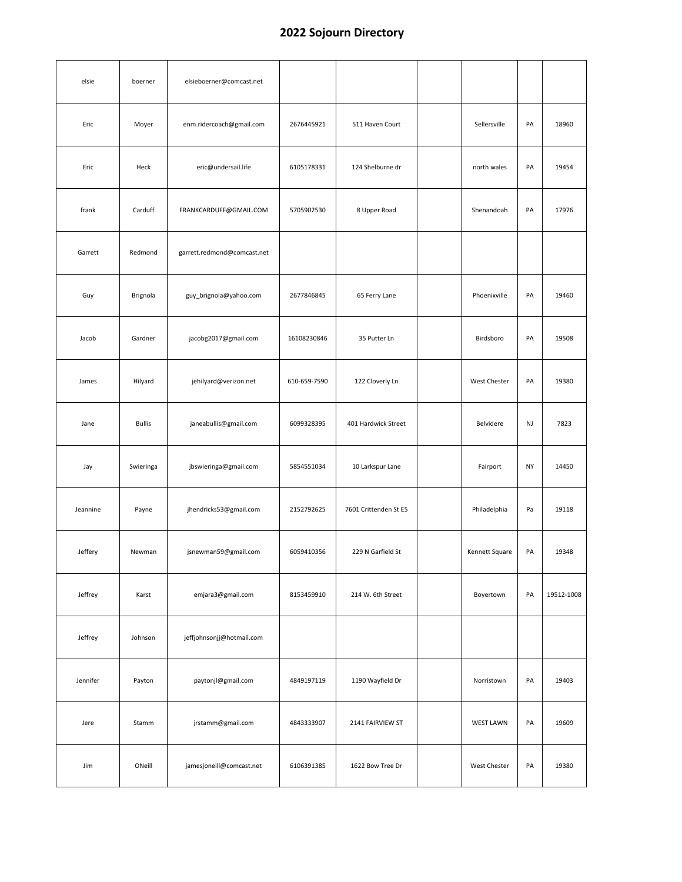# 2022 Sojourn Directory

| | | | | | | | | |
|---|---|---|---|---|---|---|---|---|
| elsie | boerner | elsieboerner@comcast.net | | | | | | |
| Eric | Moyer | enm.ridercoach@gmail.com | 2676445921 | 511 Haven Court | | Sellersville | PA | 18960 |
| Eric | Heck | eric@undersail.life | 6105178331 | 124 Shelburne dr | | north wales | PA | 19454 |
| frank | Carduff | FRANKCARDUFF@GMAIL.COM | 5705902530 | 8 Upper Road | | Shenandoah | PA | 17976 |
| Garrett | Redmond | garrett.redmond@comcast.net | | | | | | |
| Guy | Brignola | guy_brignola@yahoo.com | 2677846845 | 65 Ferry Lane | | Phoenixville | PA | 19460 |
| Jacob | Gardner | jacobg2017@gmail.com | 16108230846 | 35 Putter Ln | | Birdsboro | PA | 19508 |
| James | Hilyard | jehilyard@verizon.net | 610-659-7590 | 122 Cloverly Ln | | West Chester | PA | 19380 |
| Jane | Bullis | janeabullis@gmail.com | 6099328395 | 401 Hardwick Street | | Belvidere | NJ | 7823 |
| Jay | Swieringa | jbswieringa@gmail.com | 5854551034 | 10 Larkspur Lane | | Fairport | NY | 14450 |
| Jeannine | Payne | jhendricks53@gmail.com | 2152792625 | 7601 Crittenden St E5 | | Philadelphia | Pa | 19118 |
| Jeffery | Newman | jsnewman59@gmail.com | 6059410356 | 229 N Garfield St | | Kennett Square | PA | 19348 |
| Jeffrey | Karst | emjara3@gmail.com | 8153459910 | 214 W. 6th Street | | Boyertown | PA | 19512-1008 |
| Jeffrey | Johnson | jeffjohnsonjj@hotmail.com | | | | | | |
| Jennifer | Payton | paytonjl@gmail.com | 4849197119 | 1190 Wayfield Dr | | Norristown | PA | 19403 |
| Jere | Stamm | jrstamm@gmail.com | 4843333907 | 2141 FAIRVIEW ST | | WEST LAWN | PA | 19609 |
| Jim | ONeill | jamesjoneill@comcast.net | 6106391385 | 1622 Bow Tree Dr | | West Chester | PA | 19380 |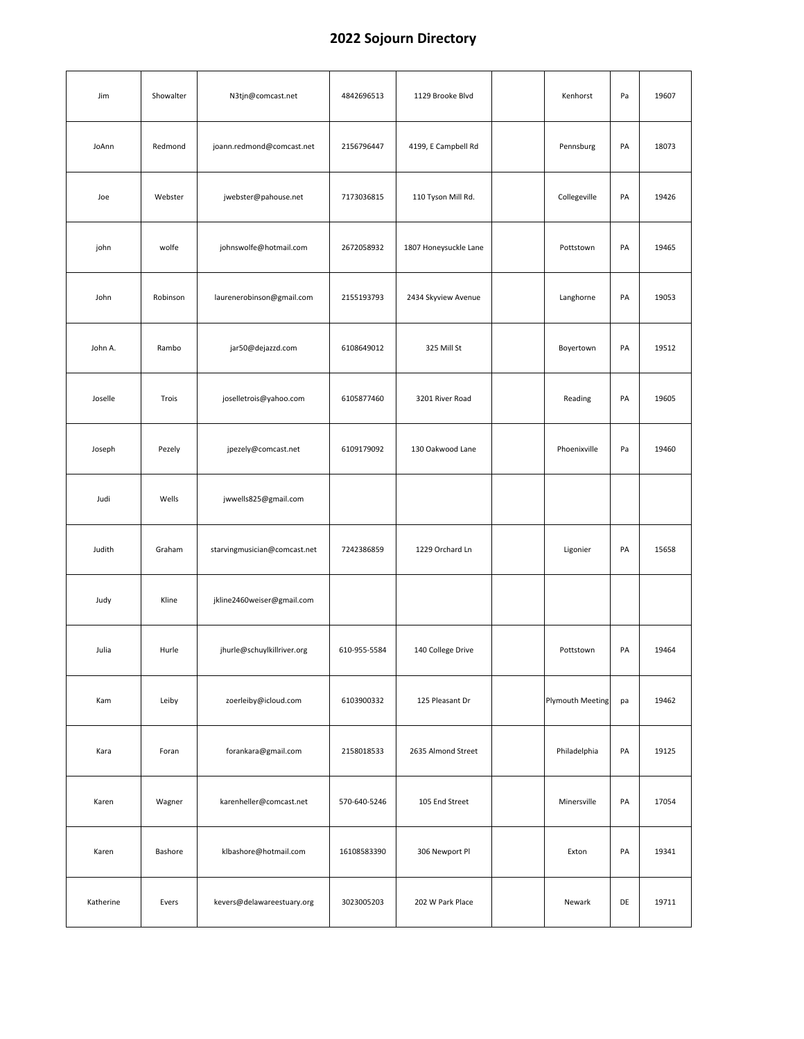# 2022 Sojourn Directory

| | | | | | | | | |
|---|---|---|---|---|---|---|---|---|
| Jim | Showalter | N3tjn@comcast.net | 4842696513 | 1129 Brooke Blvd | | Kenhorst | Pa | 19607 |
| JoAnn | Redmond | joann.redmond@comcast.net | 2156796447 | 4199, E Campbell Rd | | Pennsburg | PA | 18073 |
| Joe | Webster | jwebster@pahouse.net | 7173036815 | 110 Tyson Mill Rd. | | Collegeville | PA | 19426 |
| john | wolfe | johnswolfe@hotmail.com | 2672058932 | 1807 Honeysuckle Lane | | Pottstown | PA | 19465 |
| John | Robinson | laurenerobinson@gmail.com | 2155193793 | 2434 Skyview Avenue | | Langhorne | PA | 19053 |
| John A. | Rambo | jar50@dejazzd.com | 6108649012 | 325 Mill St | | Boyertown | PA | 19512 |
| Joselle | Trois | joselletrois@yahoo.com | 6105877460 | 3201 River Road | | Reading | PA | 19605 |
| Joseph | Pezely | jpezely@comcast.net | 6109179092 | 130 Oakwood Lane | | Phoenixville | Pa | 19460 |
| Judi | Wells | jwwells825@gmail.com | | | | | | |
| Judith | Graham | starvingmusician@comcast.net | 7242386859 | 1229 Orchard Ln | | Ligonier | PA | 15658 |
| Judy | Kline | jkline2460weiser@gmail.com | | | | | | |
| Julia | Hurle | jhurle@schuylkillriver.org | 610-955-5584 | 140 College Drive | | Pottstown | PA | 19464 |
| Kam | Leiby | zoerleiby@icloud.com | 6103900332 | 125 Pleasant Dr | | Plymouth Meeting | pa | 19462 |
| Kara | Foran | forankara@gmail.com | 2158018533 | 2635 Almond Street | | Philadelphia | PA | 19125 |
| Karen | Wagner | karenheller@comcast.net | 570-640-5246 | 105 End Street | | Minersville | PA | 17054 |
| Karen | Bashore | klbashore@hotmail.com | 16108583390 | 306 Newport Pl | | Exton | PA | 19341 |
| Katherine | Evers | kevers@delawareestuary.org | 3023005203 | 202 W Park Place | | Newark | DE | 19711 |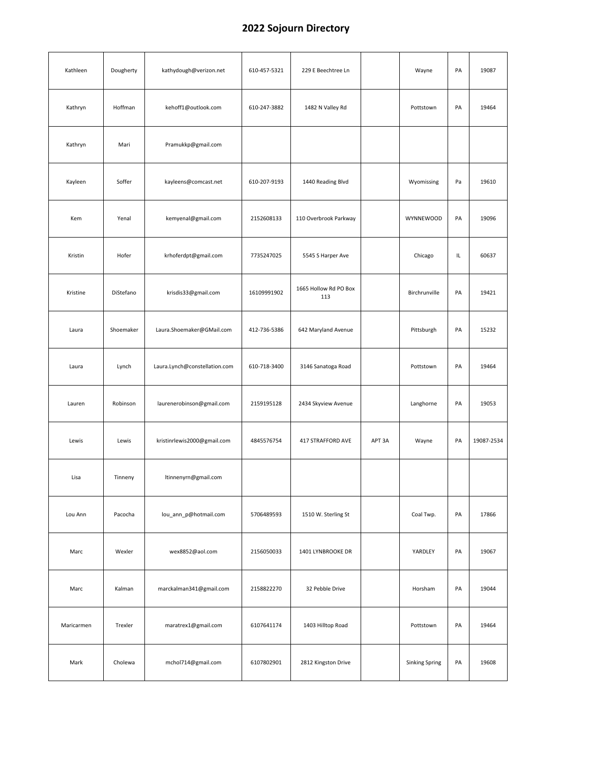# 2022 Sojourn Directory

| | | | | | | | | |
|---|---|---|---|---|---|---|---|---|
| Kathleen | Dougherty | kathydough@verizon.net | 610-457-5321 | 229 E Beechtree Ln | | Wayne | PA | 19087 |
| Kathryn | Hoffman | kehoff1@outlook.com | 610-247-3882 | 1482 N Valley Rd | | Pottstown | PA | 19464 |
| Kathryn | Mari | Pramukkp@gmail.com | | | | | | |
| Kayleen | Soffer | kayleens@comcast.net | 610-207-9193 | 1440 Reading Blvd | | Wyomissing | Pa | 19610 |
| Kem | Yenal | kemyenal@gmail.com | 2152608133 | 110 Overbrook Parkway | | WYNNEWOOD | PA | 19096 |
| Kristin | Hofer | krhoferdpt@gmail.com | 7735247025 | 5545 S Harper Ave | | Chicago | IL | 60637 |
| Kristine | DiStefano | krisdis33@gmail.com | 16109991902 | 1665 Hollow Rd PO Box 113 | | Birchrunville | PA | 19421 |
| Laura | Shoemaker | Laura.Shoemaker@GMail.com | 412-736-5386 | 642 Maryland Avenue | | Pittsburgh | PA | 15232 |
| Laura | Lynch | Laura.Lynch@constellation.com | 610-718-3400 | 3146 Sanatoga Road | | Pottstown | PA | 19464 |
| Lauren | Robinson | laurenerobinson@gmail.com | 2159195128 | 2434 Skyview Avenue | | Langhorne | PA | 19053 |
| Lewis | Lewis | kristinrlewis2000@gmail.com | 4845576754 | 417 STRAFFORD AVE | APT 3A | Wayne | PA | 19087-2534 |
| Lisa | Tinneny | ltinnenyrn@gmail.com | | | | | | |
| Lou Ann | Pacocha | lou_ann_p@hotmail.com | 5706489593 | 1510 W. Sterling St | | Coal Twp. | PA | 17866 |
| Marc | Wexler | wex8852@aol.com | 2156050033 | 1401 LYNBROOKE DR | | YARDLEY | PA | 19067 |
| Marc | Kalman | marckalman341@gmail.com | 2158822270 | 32 Pebble Drive | | Horsham | PA | 19044 |
| Maricarmen | Trexler | maratrex1@gmail.com | 6107641174 | 1403 Hilltop Road | | Pottstown | PA | 19464 |
| Mark | Cholewa | mchol714@gmail.com | 6107802901 | 2812 Kingston Drive | | Sinking Spring | PA | 19608 |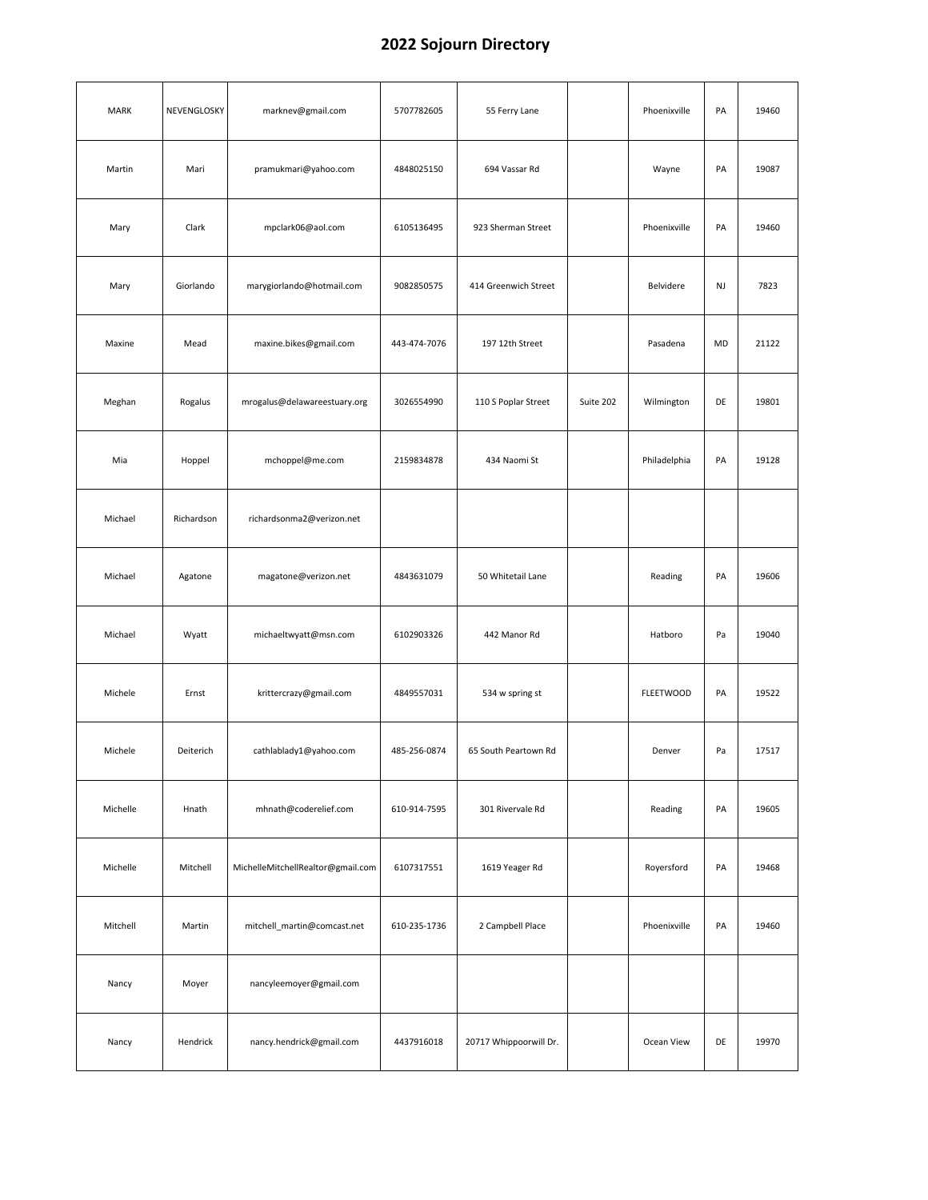# 2022 Sojourn Directory

| | | | | | | | | |
|---|---|---|---|---|---|---|---|---|
| MARK | NEVENGLOSKY | marknev@gmail.com | 5707782605 | 55 Ferry Lane | | Phoenixville | PA | 19460 |
| Martin | Mari | pramukmari@yahoo.com | 4848025150 | 694 Vassar Rd | | Wayne | PA | 19087 |
| Mary | Clark | mpclark06@aol.com | 6105136495 | 923 Sherman Street | | Phoenixville | PA | 19460 |
| Mary | Giorlando | marygiorlando@hotmail.com | 9082850575 | 414 Greenwich Street | | Belvidere | NJ | 7823 |
| Maxine | Mead | maxine.bikes@gmail.com | 443-474-7076 | 197 12th Street | | Pasadena | MD | 21122 |
| Meghan | Rogalus | mrogalus@delawareestuary.org | 3026554990 | 110 S Poplar Street | Suite 202 | Wilmington | DE | 19801 |
| Mia | Hoppel | mchoppel@me.com | 2159834878 | 434 Naomi St | | Philadelphia | PA | 19128 |
| Michael | Richardson | richardsonma2@verizon.net | | | | | | |
| Michael | Agatone | magatone@verizon.net | 4843631079 | 50 Whitetail Lane | | Reading | PA | 19606 |
| Michael | Wyatt | michaeltwyatt@msn.com | 6102903326 | 442 Manor Rd | | Hatboro | Pa | 19040 |
| Michele | Ernst | krittercrazy@gmail.com | 4849557031 | 534 w spring st | | FLEETWOOD | PA | 19522 |
| Michele | Deiterich | cathlablady1@yahoo.com | 485-256-0874 | 65 South Peartown Rd | | Denver | Pa | 17517 |
| Michelle | Hnath | mhnath@coderelief.com | 610-914-7595 | 301 Rivervale Rd | | Reading | PA | 19605 |
| Michelle | Mitchell | MichelleMitchellRealtor@gmail.com | 6107317551 | 1619 Yeager Rd | | Royersford | PA | 19468 |
| Mitchell | Martin | mitchell_martin@comcast.net | 610-235-1736 | 2 Campbell Place | | Phoenixville | PA | 19460 |
| Nancy | Moyer | nancyleemoyer@gmail.com | | | | | | |
| Nancy | Hendrick | nancy.hendrick@gmail.com | 4437916018 | 20717 Whippoorwill Dr. | | Ocean View | DE | 19970 |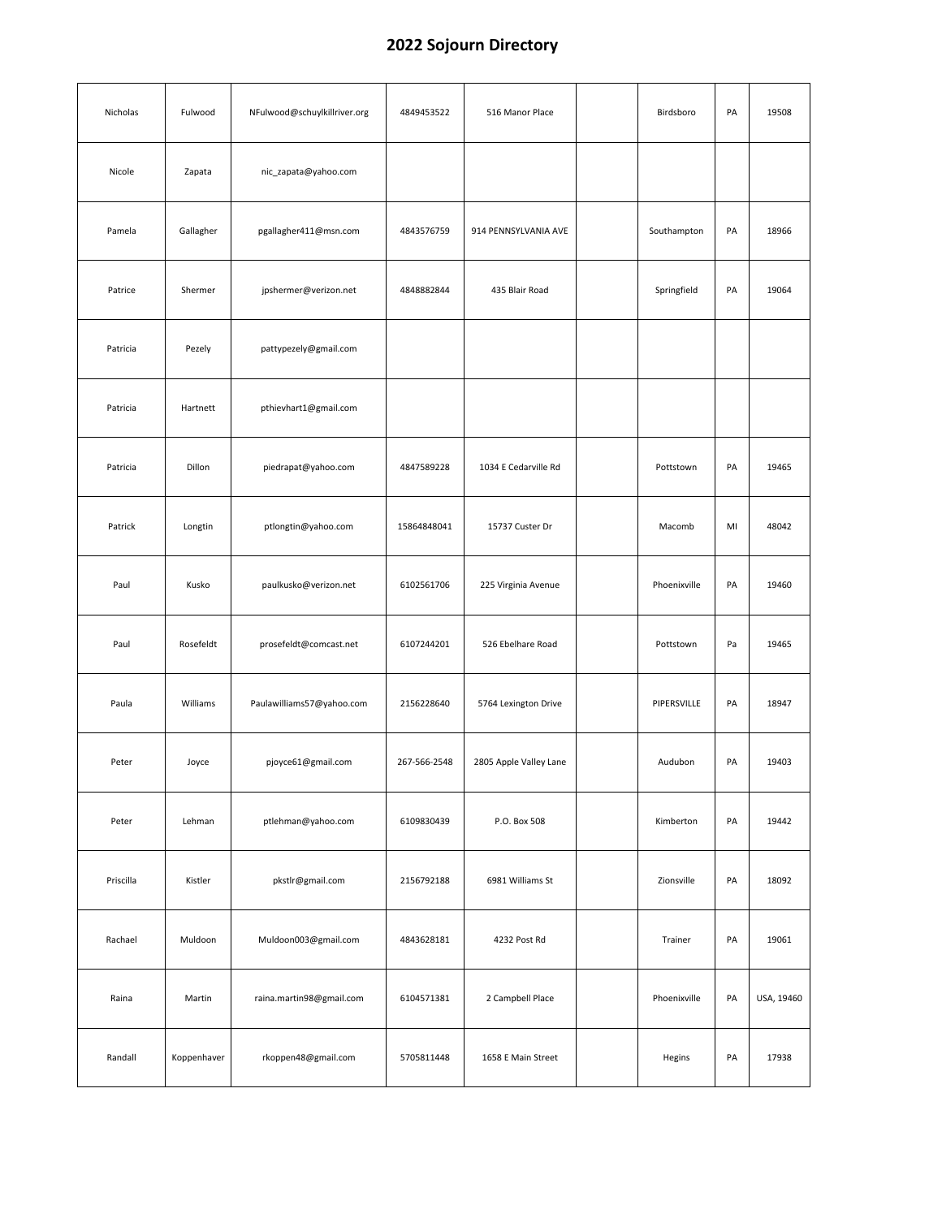# 2022 Sojourn Directory

| | | | | | | | | |
|---|---|---|---|---|---|---|---|---|
| Nicholas | Fulwood | NFulwood@schuylkillriver.org | 4849453522 | 516 Manor Place | | Birdsboro | PA | 19508 |
| Nicole | Zapata | nic_zapata@yahoo.com | | | | | | |
| Pamela | Gallagher | pgallagher411@msn.com | 4843576759 | 914 PENNSYLVANIA AVE | | Southampton | PA | 18966 |
| Patrice | Shermer | jpshermer@verizon.net | 4848882844 | 435 Blair Road | | Springfield | PA | 19064 |
| Patricia | Pezely | pattypezely@gmail.com | | | | | | |
| Patricia | Hartnett | pthievhart1@gmail.com | | | | | | |
| Patricia | Dillon | piedrapat@yahoo.com | 4847589228 | 1034 E Cedarville Rd | | Pottstown | PA | 19465 |
| Patrick | Longtin | ptlongtin@yahoo.com | 15864848041 | 15737 Custer Dr | | Macomb | MI | 48042 |
| Paul | Kusko | paulkusko@verizon.net | 6102561706 | 225 Virginia Avenue | | Phoenixville | PA | 19460 |
| Paul | Rosefeldt | prosefeldt@comcast.net | 6107244201 | 526 Ebelhare Road | | Pottstown | Pa | 19465 |
| Paula | Williams | Paulawilliams57@yahoo.com | 2156228640 | 5764 Lexington Drive | | PIPERSVILLE | PA | 18947 |
| Peter | Joyce | pjoyce61@gmail.com | 267-566-2548 | 2805 Apple Valley Lane | | Audubon | PA | 19403 |
| Peter | Lehman | ptlehman@yahoo.com | 6109830439 | P.O. Box 508 | | Kimberton | PA | 19442 |
| Priscilla | Kistler | pkstlr@gmail.com | 2156792188 | 6981 Williams St | | Zionsville | PA | 18092 |
| Rachael | Muldoon | Muldoon003@gmail.com | 4843628181 | 4232 Post Rd | | Trainer | PA | 19061 |
| Raina | Martin | raina.martin98@gmail.com | 6104571381 | 2 Campbell Place | | Phoenixville | PA | USA, 19460 |
| Randall | Koppenhaver | rkoppen48@gmail.com | 5705811448 | 1658 E Main Street | | Hegins | PA | 17938 |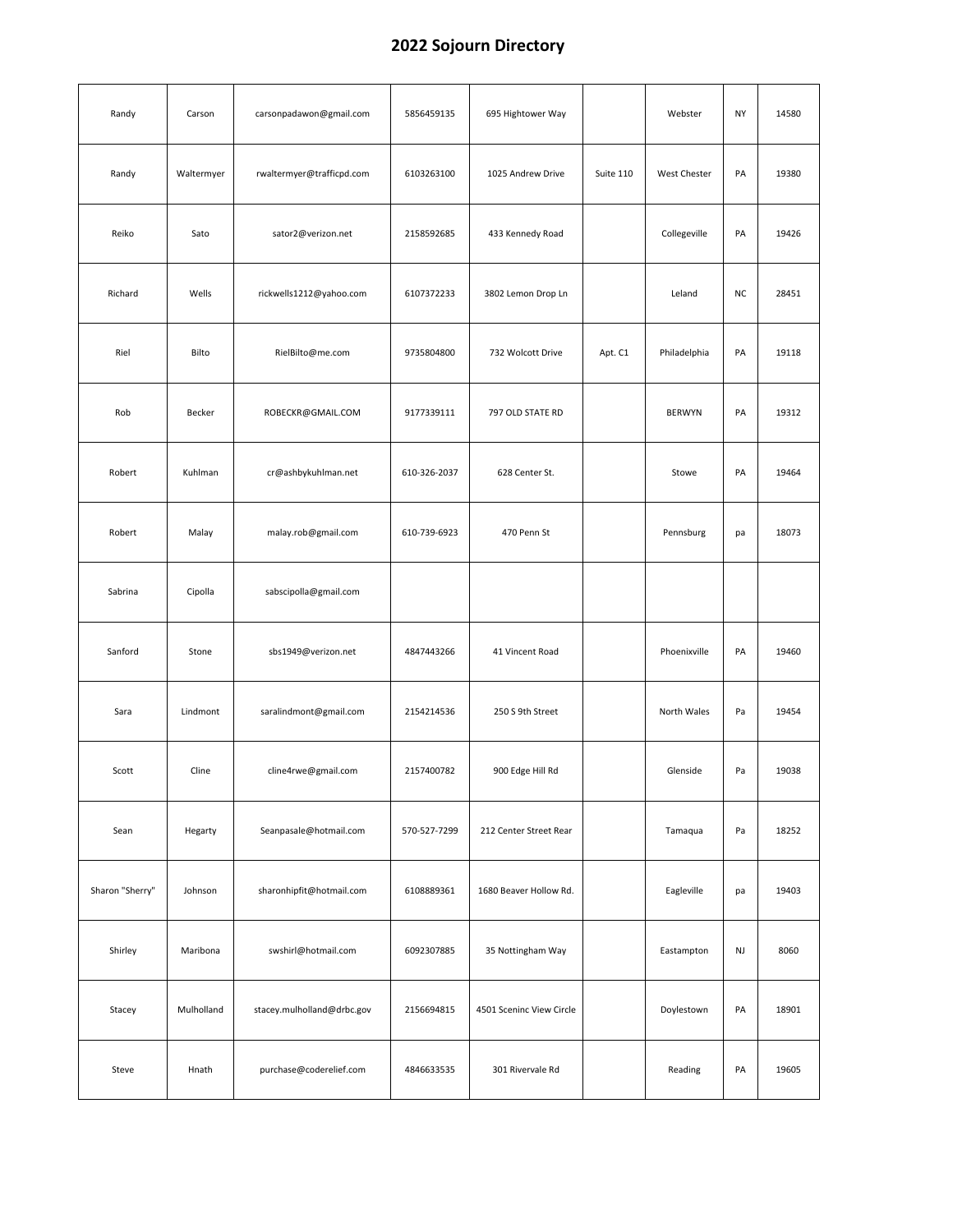# 2022 Sojourn Directory

| | | | | | | | | |
|---|---|---|---|---|---|---|---|---|
| Randy | Carson | carsonpadawon@gmail.com | 5856459135 | 695 Hightower Way | | Webster | NY | 14580 |
| Randy | Waltermyer | rwaltermyer@trafficpd.com | 6103263100 | 1025 Andrew Drive | Suite 110 | West Chester | PA | 19380 |
| Reiko | Sato | sator2@verizon.net | 2158592685 | 433 Kennedy Road | | Collegeville | PA | 19426 |
| Richard | Wells | rickwells1212@yahoo.com | 6107372233 | 3802 Lemon Drop Ln | | Leland | NC | 28451 |
| Riel | Bilto | RielBilto@me.com | 9735804800 | 732 Wolcott Drive | Apt. C1 | Philadelphia | PA | 19118 |
| Rob | Becker | ROBECKR@GMAIL.COM | 9177339111 | 797 OLD STATE RD | | BERWYN | PA | 19312 |
| Robert | Kuhlman | cr@ashbykuhlman.net | 610-326-2037 | 628 Center St. | | Stowe | PA | 19464 |
| Robert | Malay | malay.rob@gmail.com | 610-739-6923 | 470 Penn St | | Pennsburg | pa | 18073 |
| Sabrina | Cipolla | sabscipolla@gmail.com | | | | | | |
| Sanford | Stone | sbs1949@verizon.net | 4847443266 | 41 Vincent Road | | Phoenixville | PA | 19460 |
| Sara | Lindmont | saralindmont@gmail.com | 2154214536 | 250 S 9th Street | | North Wales | Pa | 19454 |
| Scott | Cline | cline4rwe@gmail.com | 2157400782 | 900 Edge Hill Rd | | Glenside | Pa | 19038 |
| Sean | Hegarty | Seanpasale@hotmail.com | 570-527-7299 | 212 Center Street Rear | | Tamaqua | Pa | 18252 |
| Sharon "Sherry" | Johnson | sharonhipfit@hotmail.com | 6108889361 | 1680 Beaver Hollow Rd. | | Eagleville | pa | 19403 |
| Shirley | Maribona | swshirl@hotmail.com | 6092307885 | 35 Nottingham Way | | Eastampton | NJ | 8060 |
| Stacey | Mulholland | stacey.mulholland@drbc.gov | 2156694815 | 4501 Sceninc View Circle | | Doylestown | PA | 18901 |
| Steve | Hnath | purchase@coderelief.com | 4846633535 | 301 Rivervale Rd | | Reading | PA | 19605 |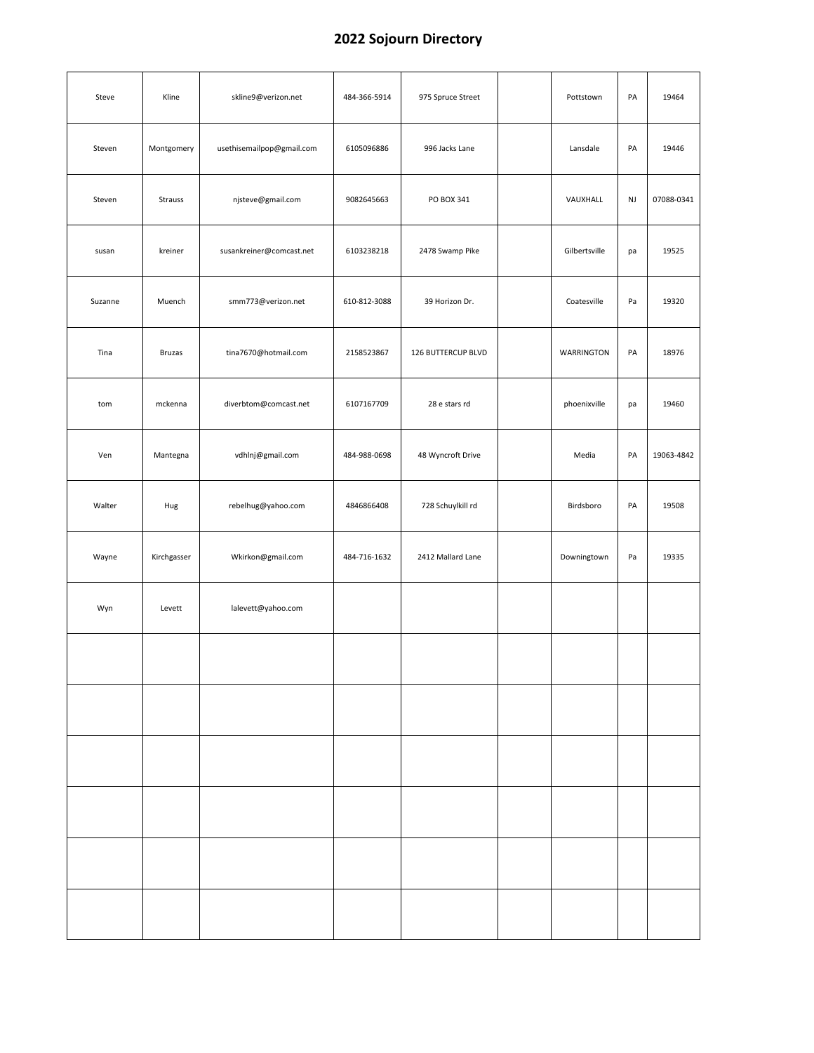# 2022 Sojourn Directory

| | | | | | | | | |
|---|---|---|---|---|---|---|---|---|
| Steve | Kline | skline9@verizon.net | 484-366-5914 | 975 Spruce Street | | Pottstown | PA | 19464 |
| Steven | Montgomery | usethisemailpop@gmail.com | 6105096886 | 996 Jacks Lane | | Lansdale | PA | 19446 |
| Steven | Strauss | njsteve@gmail.com | 9082645663 | PO BOX 341 | | VAUXHALL | NJ | 07088-0341 |
| susan | kreiner | susankreiner@comcast.net | 6103238218 | 2478 Swamp Pike | | Gilbertsville | pa | 19525 |
| Suzanne | Muench | smm773@verizon.net | 610-812-3088 | 39 Horizon Dr. | | Coatesville | Pa | 19320 |
| Tina | Bruzas | tina7670@hotmail.com | 2158523867 | 126 BUTTERCUP BLVD | | WARRINGTON | PA | 18976 |
| tom | mckenna | diverbtom@comcast.net | 6107167709 | 28 e stars rd | | phoenixville | pa | 19460 |
| Ven | Mantegna | vdhlnj@gmail.com | 484-988-0698 | 48 Wyncroft Drive | | Media | PA | 19063-4842 |
| Walter | Hug | rebelhug@yahoo.com | 4846866408 | 728 Schuylkill rd | | Birdsboro | PA | 19508 |
| Wayne | Kirchgasser | Wkirkon@gmail.com | 484-716-1632 | 2412 Mallard Lane | | Downingtown | Pa | 19335 |
| Wyn | Levett | lalevett@yahoo.com | | | | | | |
| | | | | | | | | |
| | | | | | | | | |
| | | | | | | | | |
| | | | | | | | | |
| | | | | | | | | |
| | | | | | | | | |